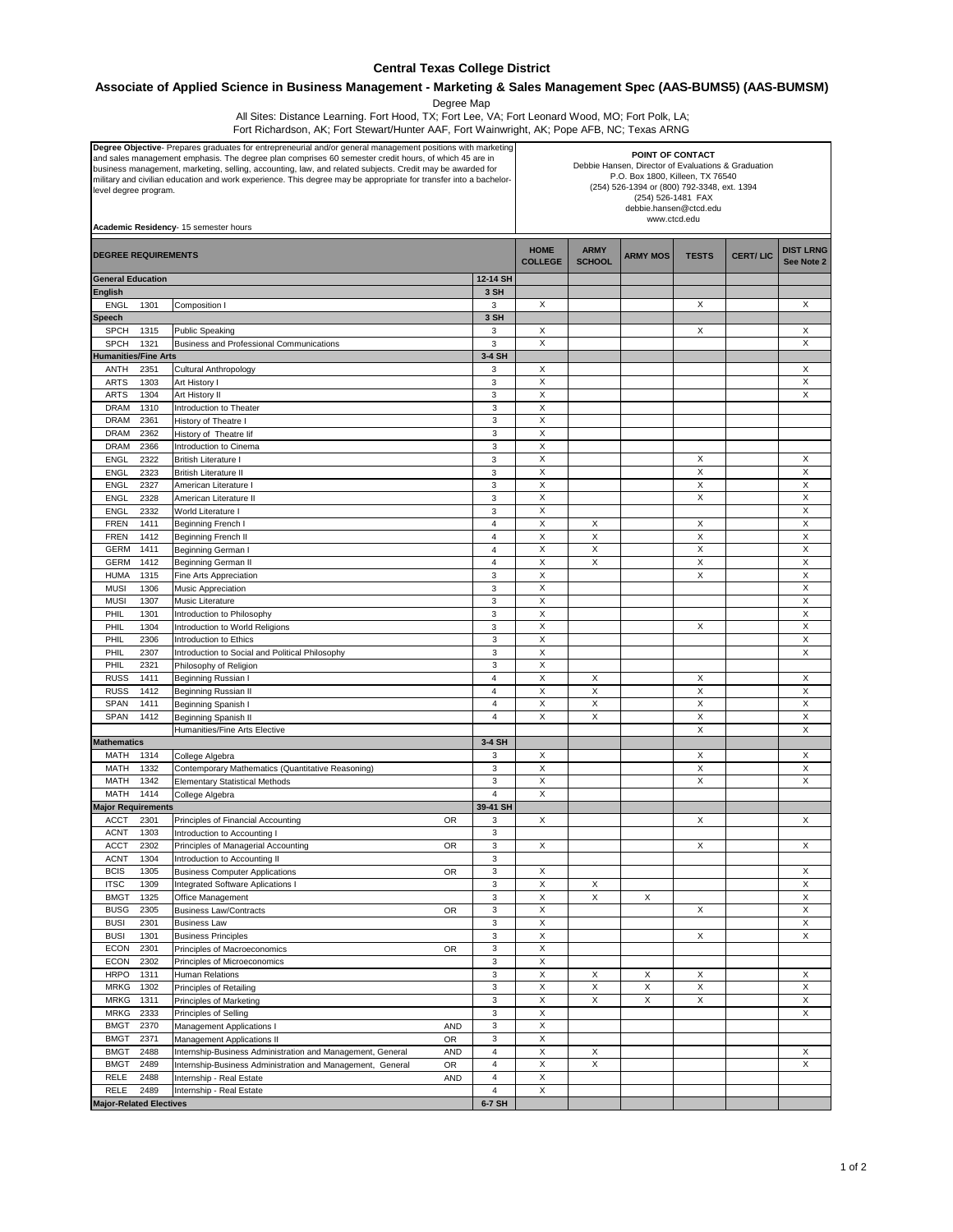# Central Texas College District

## Associate of Applied Science in Business Management - Marketing & Sales Management Spec (AAS-BUMS5) (AAS-BUMSM)

Degree Map

All Sites: Distance Learning. Fort Hood, TX; Fort Lee, VA; Fort Leonard Wood, MO; Fort Polk, LA; Fort Richardson, AK; Fort Stewart/Hunter AAF, Fort Wainwright, AK; Pope AFB, NC; Texas ARNG

**Degree Objective**- Prepares graduates for entrepreneurial and/or general management positions with marketing and sales management emphasis. The degree plan comprises 60 semester credit hours, of which 45 are in business management, marketing, selling, accounting, law, and related subjects. Credit may be awarded for military and civilian education and work experience. This degree may be appropriate for transfer into a bachelor-level degree program.

**Academic Residency**- 15 semester hours

**POINT OF CONTACT**
Debbie Hansen, Director of Evaluations & Graduation
P.O. Box 1800, Killeen, TX 76540
(254) 526-1394 or (800) 792-3348, ext. 1394
(254) 526-1481 FAX
debbie.hansen@ctcd.edu
www.ctcd.edu

| DEGREE REQUIREMENTS | | | | | HOME COLLEGE | ARMY SCHOOL | ARMY MOS | TESTS | CERT/ LIC | DIST LRNG See Note 2 |
|---|---|---|---|---|---|---|---|---|---|---|
| **General Education** | | | | 12-14 SH | | | | | | |
| **English** | | | | 3 SH | | | | | | |
| ENGL | 1301 | Composition I | | 3 | X | | | X | | X |
| **Speech** | | | | 3 SH | | | | | | |
| SPCH | 1315 | Public Speaking | | 3 | X | | | X | | X |
| SPCH | 1321 | Business and Professional Communications | | 3 | X | | | | | X |
| **Humanities/Fine Arts** | | | | 3-4 SH | | | | | | |
| ANTH | 2351 | Cultural Anthropology | | 3 | X | | | | | X |
| ARTS | 1303 | Art History I | | 3 | X | | | | | X |
| ARTS | 1304 | Art History II | | 3 | X | | | | | X |
| DRAM | 1310 | Introduction to Theater | | 3 | X | | | | | |
| DRAM | 2361 | History of Theatre I | | 3 | X | | | | | |
| DRAM | 2362 | History of Theatre Iif | | 3 | X | | | | | |
| DRAM | 2366 | Introduction to Cinema | | 3 | X | | | | | |
| ENGL | 2322 | British Literature I | | 3 | X | | | X | | X |
| ENGL | 2323 | British Literature II | | 3 | X | | | X | | X |
| ENGL | 2327 | American Literature I | | 3 | X | | | X | | X |
| ENGL | 2328 | American Literature II | | 3 | X | | | X | | X |
| ENGL | 2332 | World Literature I | | 3 | X | | | | | X |
| FREN | 1411 | Beginning French I | | 4 | X | X | | X | | X |
| FREN | 1412 | Beginning French II | | 4 | X | X | | X | | X |
| GERM | 1411 | Beginning German I | | 4 | X | X | | X | | X |
| GERM | 1412 | Beginning German II | | 4 | X | X | | X | | X |
| HUMA | 1315 | Fine Arts Appreciation | | 3 | X | | | X | | X |
| MUSI | 1306 | Music Appreciation | | 3 | X | | | | | X |
| MUSI | 1307 | Music Literature | | 3 | X | | | | | X |
| PHIL | 1301 | Introduction to Philosophy | | 3 | X | | | | | X |
| PHIL | 1304 | Introduction to World Religions | | 3 | X | | | X | | X |
| PHIL | 2306 | Introduction to Ethics | | 3 | X | | | | | X |
| PHIL | 2307 | Introduction to Social and Political Philosophy | | 3 | X | | | | | X |
| PHIL | 2321 | Philosophy of Religion | | 3 | X | | | | | |
| RUSS | 1411 | Beginning Russian I | | 4 | X | X | | X | | X |
| RUSS | 1412 | Beginning Russian II | | 4 | X | X | | X | | X |
| SPAN | 1411 | Beginning Spanish I | | 4 | X | X | | X | | X |
| SPAN | 1412 | Beginning Spanish II | | 4 | X | X | | X | | X |
| | | Humanities/Fine Arts Elective | | | | | | X | | X |
| **Mathematics** | | | | 3-4 SH | | | | | | |
| MATH | 1314 | College Algebra | | 3 | X | | | X | | X |
| MATH | 1332 | Contemporary Mathematics (Quantitative Reasoning) | | 3 | X | | | X | | X |
| MATH | 1342 | Elementary Statistical Methods | | 3 | X | | | X | | X |
| MATH | 1414 | College Algebra | | 4 | X | | | | | |
| **Major Requirements** | | | | 39-41 SH | | | | | | |
| ACCT | 2301 | Principles of Financial Accounting | OR | 3 | X | | | X | | X |
| ACNT | 1303 | Introduction to Accounting I | | 3 | | | | | | |
| ACCT | 2302 | Principles of Managerial Accounting | OR | 3 | X | | | X | | X |
| ACNT | 1304 | Introduction to Accounting II | | 3 | | | | | | |
| BCIS | 1305 | Business Computer Applications | OR | 3 | X | | | | | X |
| ITSC | 1309 | Integrated Software Aplications I | | 3 | X | X | | | | X |
| BMGT | 1325 | Office Management | | 3 | X | X | X | | | X |
| BUSG | 2305 | Business Law/Contracts | OR | 3 | X | | | X | | X |
| BUSI | 2301 | Business Law | | 3 | X | | | | | X |
| BUSI | 1301 | Business Principles | | 3 | X | | | X | | X |
| ECON | 2301 | Principles of Macroeconomics | OR | 3 | X | | | | | |
| ECON | 2302 | Principles of Microeconomics | | 3 | X | | | | | |
| HRPO | 1311 | Human Relations | | 3 | X | X | X | X | | X |
| MRKG | 1302 | Principles of Retailing | | 3 | X | X | X | X | | X |
| MRKG | 1311 | Principles of Marketing | | 3 | X | X | X | X | | X |
| MRKG | 2333 | Principles of Selling | | 3 | X | | | | | X |
| BMGT | 2370 | Management Applications I | AND | 3 | X | | | | | |
| BMGT | 2371 | Management Applications II | OR | 3 | X | | | | | |
| BMGT | 2488 | Internship-Business Administration and Management, General | AND | 4 | X | X | | | | X |
| BMGT | 2489 | Internship-Business Administration and Management, General | OR | 4 | X | X | | | | X |
| RELE | 2488 | Internship - Real Estate | AND | 4 | X | | | | | |
| RELE | 2489 | Internship - Real Estate | | 4 | X | | | | | |
| **Major-Related Electives** | | | | 6-7 SH | | | | | | |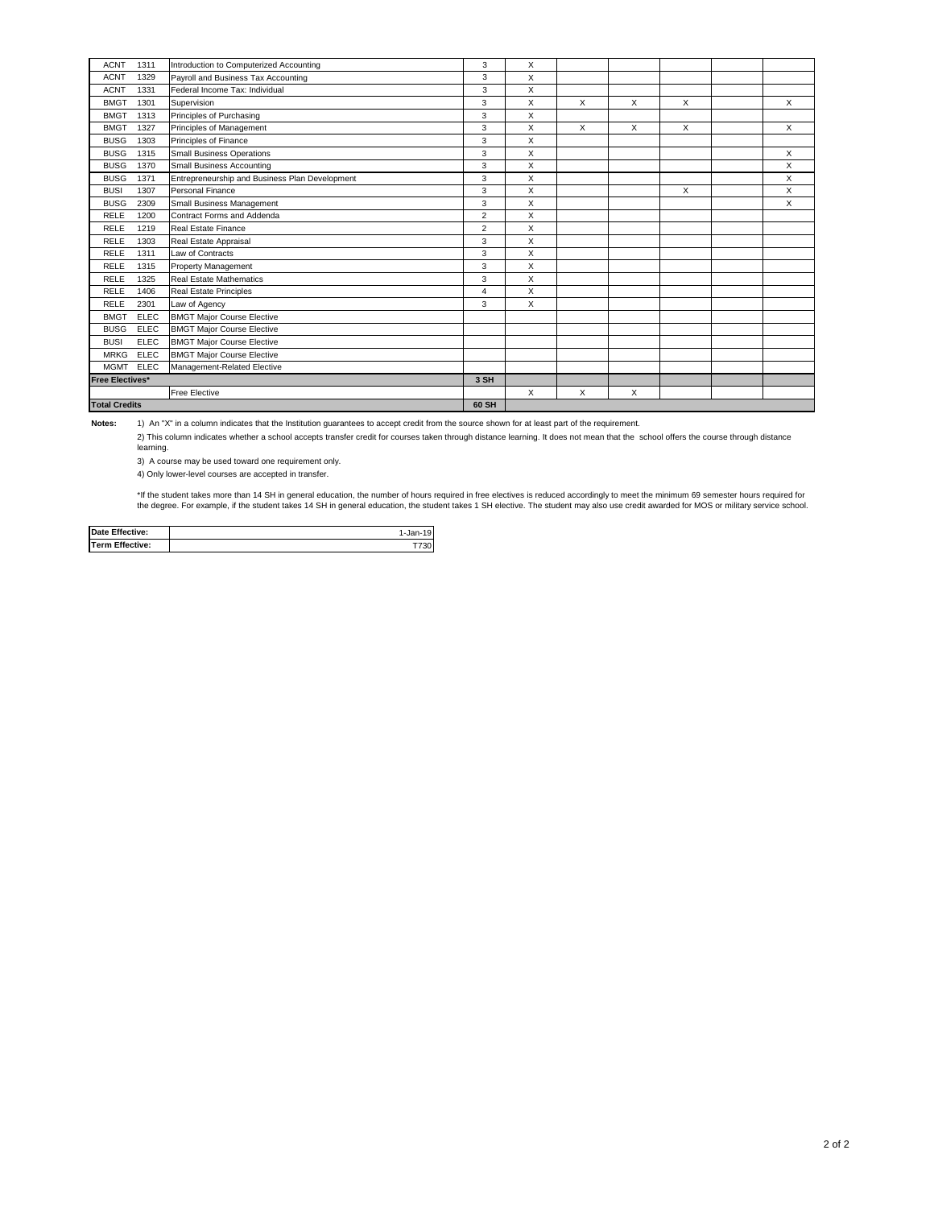| | | | | | | | | | |
|---|---|---|---|---|---|---|---|---|---|
| ACNT | 1311 | Introduction to Computerized Accounting | 3 | X | | | | | |
| ACNT | 1329 | Payroll and Business Tax Accounting | 3 | X | | | | | |
| ACNT | 1331 | Federal Income Tax: Individual | 3 | X | | | | | |
| BMGT | 1301 | Supervision | 3 | X | X | X | X | | X |
| BMGT | 1313 | Principles of Purchasing | 3 | X | | | | | |
| BMGT | 1327 | Principles of Management | 3 | X | X | X | X | | X |
| BUSG | 1303 | Principles of Finance | 3 | X | | | | | |
| BUSG | 1315 | Small Business Operations | 3 | X | | | | | X |
| BUSG | 1370 | Small Business Accounting | 3 | X | | | | | X |
| BUSG | 1371 | Entrepreneurship and Business Plan Development | 3 | X | | | | | X |
| BUSI | 1307 | Personal Finance | 3 | X | | | X | | X |
| BUSG | 2309 | Small Business Management | 3 | X | | | | | X |
| RELE | 1200 | Contract Forms and Addenda | 2 | X | | | | | |
| RELE | 1219 | Real Estate Finance | 2 | X | | | | | |
| RELE | 1303 | Real Estate Appraisal | 3 | X | | | | | |
| RELE | 1311 | Law of Contracts | 3 | X | | | | | |
| RELE | 1315 | Property Management | 3 | X | | | | | |
| RELE | 1325 | Real Estate Mathematics | 3 | X | | | | | |
| RELE | 1406 | Real Estate Principles | 4 | X | | | | | |
| RELE | 2301 | Law of Agency | 3 | X | | | | | |
| BMGT | ELEC | BMGT Major Course Elective | | | | | | | |
| BUSG | ELEC | BMGT Major Course Elective | | | | | | | |
| BUSI | ELEC | BMGT Major Course Elective | | | | | | | |
| MRKG | ELEC | BMGT Major Course Elective | | | | | | | |
| MGMT | ELEC | Management-Related Elective | | | | | | | |
| **Free Electives*** | | | **3 SH** | | | | | | |
| | | Free Elective | | X | X | X | | | |
| **Total Credits** | | | **60 SH** | | | | | | |

**Notes:**

1) An "X" in a column indicates that the Institution guarantees to accept credit from the source shown for at least part of the requirement.

2) This column indicates whether a school accepts transfer credit for courses taken through distance learning. It does not mean that the school offers the course through distance learning.

3) A course may be used toward one requirement only.

4) Only lower-level courses are accepted in transfer.

*If the student takes more than 14 SH in general education, the number of hours required in free electives is reduced accordingly to meet the minimum 69 semester hours required for the degree. For example, if the student takes 14 SH in general education, the student takes 1 SH elective. The student may also use credit awarded for MOS or military service school.

| | |
|---|---|
| **Date Effective:** | 1-Jan-19 |
| **Term Effective:** | T730 |